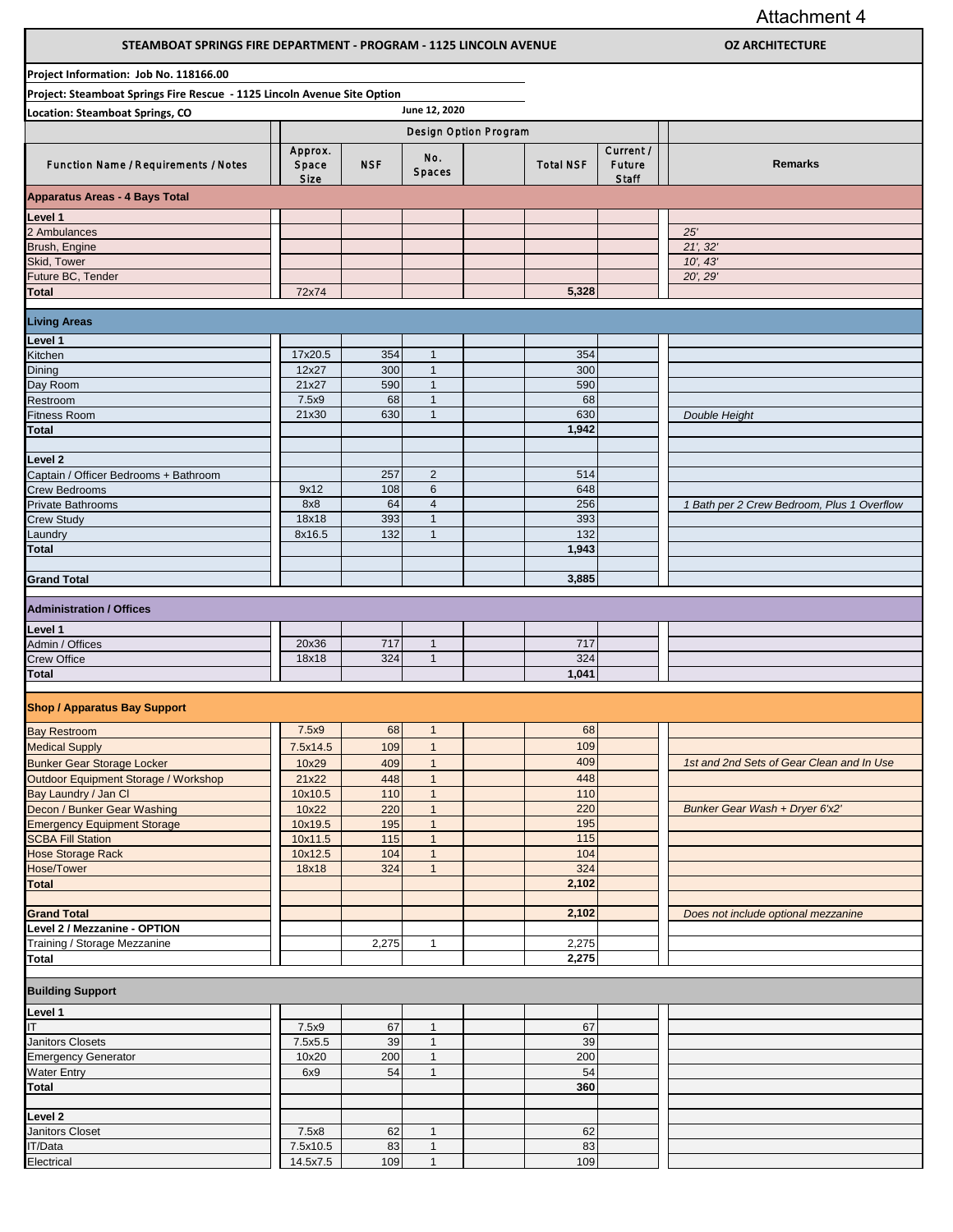Attachment 4

| STEAMBOAT SPRINGS FIRE DEPARTMENT - PROGRAM - 1125 LINCOLN AVENUE | | | | | | | OZ ARCHITECTURE |
|---|---|---|---|---|---|---|---|
| **Project Information: Job No. 118166.00** | | | | | | | |
| **Project: Steamboat Springs Fire Rescue - 1125 Lincoln Avenue Site Option** | | | | | | | |
| **Location: Steamboat Springs, CO** | | June 12, 2020 | | | | | |
| | Design Option Program | | | | | | |
| Function Name / Requirements / Notes | Approx. Space Size | NSF | No. Spaces | | Total NSF | Current / Future Staff | Remarks |
| **Apparatus Areas - 4 Bays Total** | | | | | | | |
| **Level 1** | | | | | | | |
| 2 Ambulances | | | | | | | *25'* |
| Brush, Engine | | | | | | | *21', 32'* |
| Skid, Tower | | | | | | | *10', 43'* |
| Future BC, Tender | | | | | | | *20', 29'* |
| **Total** | 72x74 | | | | **5,328** | | |
| **Living Areas** | | | | | | | |
| **Level 1** | | | | | | | |
| Kitchen | 17x20.5 | 354 | 1 | | 354 | | |
| Dining | 12x27 | 300 | 1 | | 300 | | |
| Day Room | 21x27 | 590 | 1 | | 590 | | |
| Restroom | 7.5x9 | 68 | 1 | | 68 | | |
| Fitness Room | 21x30 | 630 | 1 | | 630 | | *Double Height* |
| **Total** | | | | | **1,942** | | |
| **Level 2** | | | | | | | |
| Captain / Officer Bedrooms + Bathroom | | 257 | 2 | | 514 | | |
| Crew Bedrooms | 9x12 | 108 | 6 | | 648 | | |
| Private Bathrooms | 8x8 | 64 | 4 | | 256 | | *1 Bath per 2 Crew Bedroom, Plus 1 Overflow* |
| Crew Study | 18x18 | 393 | 1 | | 393 | | |
| Laundry | 8x16.5 | 132 | 1 | | 132 | | |
| **Total** | | | | | **1,943** | | |
| **Grand Total** | | | | | **3,885** | | |
| **Administration / Offices** | | | | | | | |
| **Level 1** | | | | | | | |
| Admin / Offices | 20x36 | 717 | 1 | | 717 | | |
| Crew Office | 18x18 | 324 | 1 | | 324 | | |
| **Total** | | | | | **1,041** | | |
| **Shop / Apparatus Bay Support** | | | | | | | |
| Bay Restroom | 7.5x9 | 68 | 1 | | 68 | | |
| Medical Supply | 7.5x14.5 | 109 | 1 | | 109 | | |
| Bunker Gear Storage Locker | 10x29 | 409 | 1 | | 409 | | *1st and 2nd Sets of Gear Clean and In Use* |
| Outdoor Equipment Storage / Workshop | 21x22 | 448 | 1 | | 448 | | |
| Bay Laundry / Jan Cl | 10x10.5 | 110 | 1 | | 110 | | |
| Decon / Bunker Gear Washing | 10x22 | 220 | 1 | | 220 | | *Bunker Gear Wash + Dryer 6'x2'* |
| Emergency Equipment Storage | 10x19.5 | 195 | 1 | | 195 | | |
| SCBA Fill Station | 10x11.5 | 115 | 1 | | 115 | | |
| Hose Storage Rack | 10x12.5 | 104 | 1 | | 104 | | |
| Hose/Tower | 18x18 | 324 | 1 | | 324 | | |
| **Total** | | | | | **2,102** | | |
| **Grand Total** | | | | | **2,102** | | *Does not include optional mezzanine* |
| **Level 2 / Mezzanine - OPTION** | | | | | | | |
| Training / Storage Mezzanine | | 2,275 | 1 | | 2,275 | | |
| **Total** | | | | | **2,275** | | |
| **Building Support** | | | | | | | |
| **Level 1** | | | | | | | |
| IT | 7.5x9 | 67 | 1 | | 67 | | |
| Janitors Closets | 7.5x5.5 | 39 | 1 | | 39 | | |
| Emergency Generator | 10x20 | 200 | 1 | | 200 | | |
| Water Entry | 6x9 | 54 | 1 | | 54 | | |
| **Total** | | | | | **360** | | |
| **Level 2** | | | | | | | |
| Janitors Closet | 7.5x8 | 62 | 1 | | 62 | | |
| IT/Data | 7.5x10.5 | 83 | 1 | | 83 | | |
| Electrical | 14.5x7.5 | 109 | 1 | | 109 | | |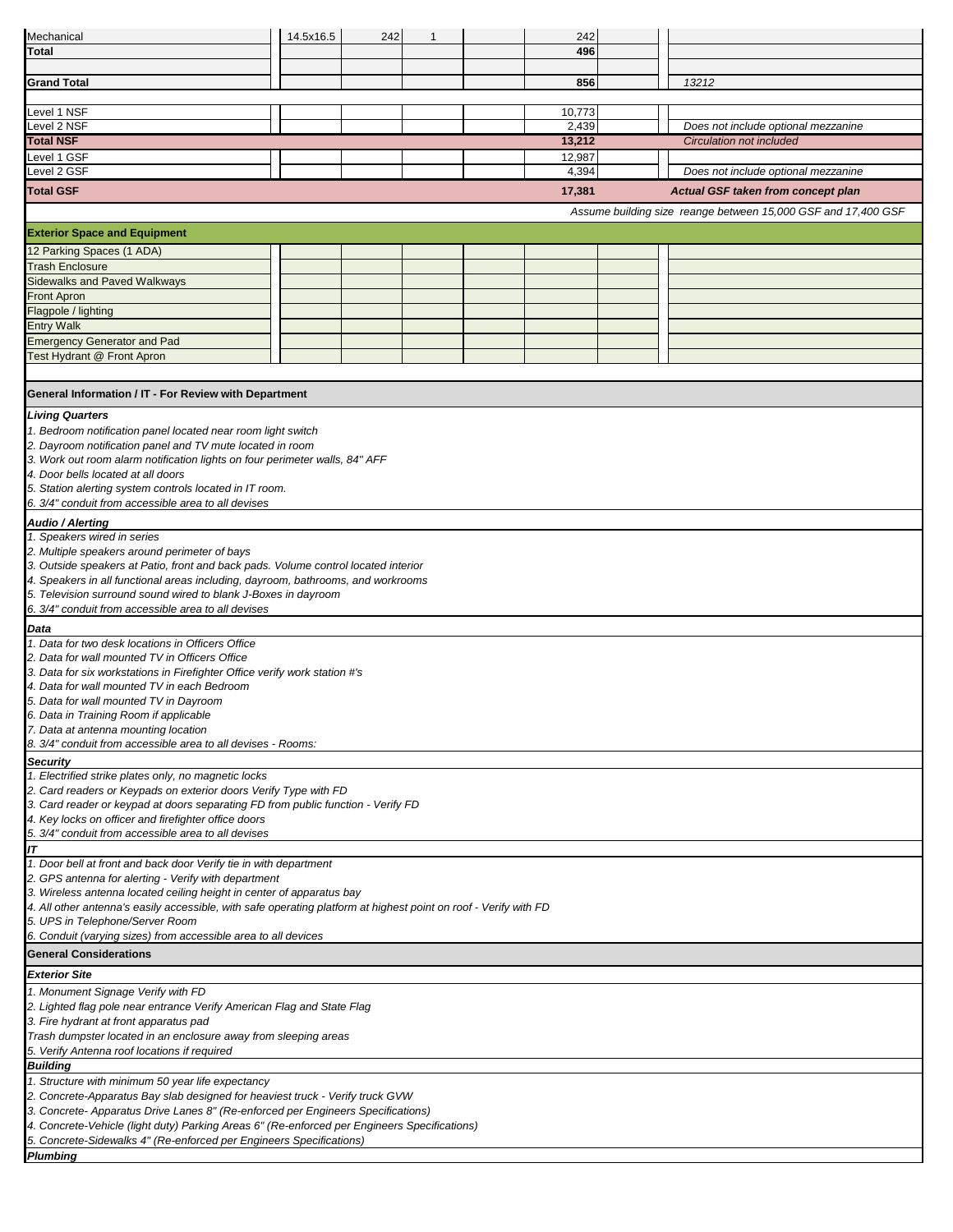| | | | | | | | |
|---|---|---|---|---|---|---|---|
| Mechanical | 14.5x16.5 | 242 | 1 | | 242 | | |
| **Total** | | | | | **496** | | |
| | | | | | | | |
| **Grand Total** | | | | | **856** | | *13212* |
| | | | | | | | |
| Level 1 NSF | | | | | 10,773 | | |
| Level 2 NSF | | | | | 2,439 | | *Does not include optional mezzanine* |
| **Total NSF** | | | | | **13,212** | | *Circulation not included* |
| Level 1 GSF | | | | | 12,987 | | |
| Level 2 GSF | | | | | 4,394 | | *Does not include optional mezzanine* |
| **Total GSF** | | | | | **17,381** | | ***Actual GSF taken from concept plan*** |
| | | | | | | | *Assume building size reange between 15,000 GSF and 17,400 GSF* |
| **Exterior Space and Equipment** | | | | | | | |
| 12 Parking Spaces (1 ADA) | | | | | | | |
| Trash Enclosure | | | | | | | |
| Sidewalks and Paved Walkways | | | | | | | |
| Front Apron | | | | | | | |
| Flagpole / lighting | | | | | | | |
| Entry Walk | | | | | | | |
| Emergency Generator and Pad | | | | | | | |
| Test Hydrant @ Front Apron | | | | | | | |

**General Information / IT - For Review with Department**

***Living Quarters***

*1. Bedroom notification panel located near room light switch*
*2. Dayroom notification panel and TV mute located in room*
*3. Work out room alarm notification lights on four perimeter walls, 84" AFF*
*4. Door bells located at all doors*
*5. Station alerting system controls located in IT room.*
*6. 3/4" conduit from accessible area to all devises*

***Audio / Alerting***

*1. Speakers wired in series*
*2. Multiple speakers around perimeter of bays*
*3. Outside speakers at Patio, front and back pads. Volume control located interior*
*4. Speakers in all functional areas including, dayroom, bathrooms, and workrooms*
*5. Television surround sound wired to blank J-Boxes in dayroom*
*6. 3/4" conduit from accessible area to all devises*

***Data***

*1. Data for two desk locations in Officers Office*
*2. Data for wall mounted TV in Officers Office*
*3. Data for six workstations in Firefighter Office verify work station #'s*
*4. Data for wall mounted TV in each Bedroom*
*5. Data for wall mounted TV in Dayroom*
*6. Data in Training Room if applicable*
*7. Data at antenna mounting location*
*8. 3/4" conduit from accessible area to all devises - Rooms:*

***Security***

*1. Electrified strike plates only, no magnetic locks*
*2. Card readers or Keypads on exterior doors Verify Type with FD*
*3. Card reader or keypad at doors separating FD from public function - Verify FD*
*4. Key locks on officer and firefighter office doors*
*5. 3/4" conduit from accessible area to all devises*

***IT***

*1. Door bell at front and back door Verify tie in with department*
*2. GPS antenna for alerting - Verify with department*
*3. Wireless antenna located ceiling height in center of apparatus bay*
*4. All other antenna's easily accessible, with safe operating platform at highest point on roof - Verify with FD*
*5. UPS in Telephone/Server Room*
*6. Conduit (varying sizes) from accessible area to all devices*

**General Considerations**

***Exterior Site***

*1. Monument Signage Verify with FD*
*2. Lighted flag pole near entrance Verify American Flag and State Flag*
*3. Fire hydrant at front apparatus pad*
*Trash dumpster located in an enclosure away from sleeping areas*
*5. Verify Antenna roof locations if required*

***Building***

*1. Structure with minimum 50 year life expectancy*
*2. Concrete-Apparatus Bay slab designed for heaviest truck - Verify truck GVW*
*3. Concrete- Apparatus Drive Lanes 8" (Re-enforced per Engineers Specifications)*
*4. Concrete-Vehicle (light duty) Parking Areas 6" (Re-enforced per Engineers Specifications)*
*5. Concrete-Sidewalks 4" (Re-enforced per Engineers Specifications)*

***Plumbing***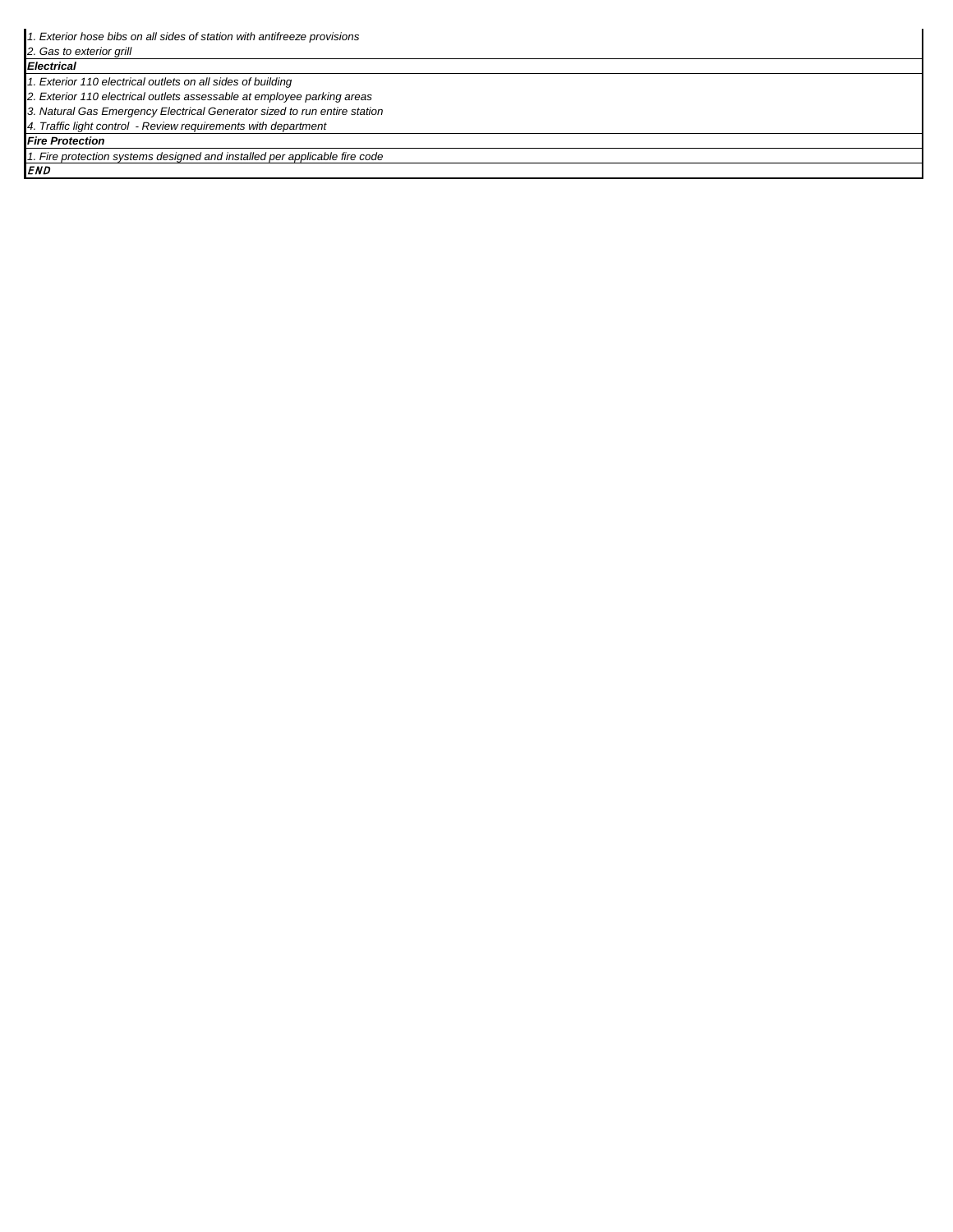*1. Exterior hose bibs on all sides of station with antifreeze provisions*

*2. Gas to exterior grill*

***Electrical***

*1. Exterior 110 electrical outlets on all sides of building*

*2. Exterior 110 electrical outlets assessable at employee parking areas*

*3. Natural Gas Emergency Electrical Generator sized to run entire station*

*4. Traffic light control - Review requirements with department*

***Fire Protection***

*1. Fire protection systems designed and installed per applicable fire code*

***END***